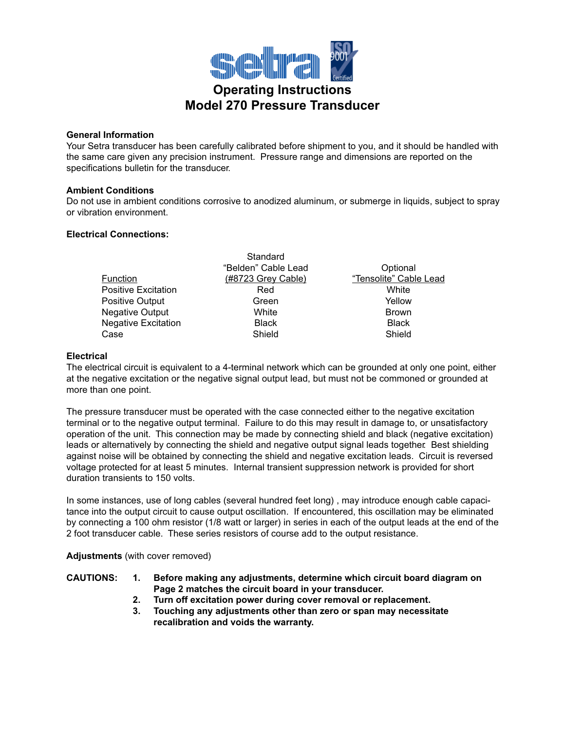# Operating Instructions
# Model 270 Pressure Transducer

**General Information**
Your Setra transducer has been carefully calibrated before shipment to you, and it should be handled with the same care given any precision instrument. Pressure range and dimensions are reported on the specifications bulletin for the transducer.

**Ambient Conditions**
Do not use in ambient conditions corrosive to anodized aluminum, or submerge in liquids, subject to spray or vibration environment.

**Electrical Connections:**

| Function | Standard "Belden" Cable Lead (#8723 Grey Cable) | Optional "Tensolite" Cable Lead |
|---|---|---|
| Positive Excitation | Red | White |
| Positive Output | Green | Yellow |
| Negative Output | White | Brown |
| Negative Excitation | Black | Black |
| Case | Shield | Shield |

**Electrical**
The electrical circuit is equivalent to a 4-terminal network which can be grounded at only one point, either at the negative excitation or the negative signal output lead, but must not be commoned or grounded at more than one point.

The pressure transducer must be operated with the case connected either to the negative excitation terminal or to the negative output terminal. Failure to do this may result in damage to, or unsatisfactory operation of the unit. This connection may be made by connecting shield and black (negative excitation) leads or alternatively by connecting the shield and negative output signal leads together. Best shielding against noise will be obtained by connecting the shield and negative excitation leads. Circuit is reversed voltage protected for at least 5 minutes. Internal transient suppression network is provided for short duration transients to 150 volts.

In some instances, use of long cables (several hundred feet long) , may introduce enough cable capacitance into the output circuit to cause output oscillation. If encountered, this oscillation may be eliminated by connecting a 100 ohm resistor (1/8 watt or larger) in series in each of the output leads at the end of the 2 foot transducer cable. These series resistors of course add to the output resistance.

**Adjustments** (with cover removed)

**CAUTIONS:**

1. **Before making any adjustments, determine which circuit board diagram on Page 2 matches the circuit board in your transducer.**
2. **Turn off excitation power during cover removal or replacement.**
3. **Touching any adjustments other than zero or span may necessitate recalibration and voids the warranty.**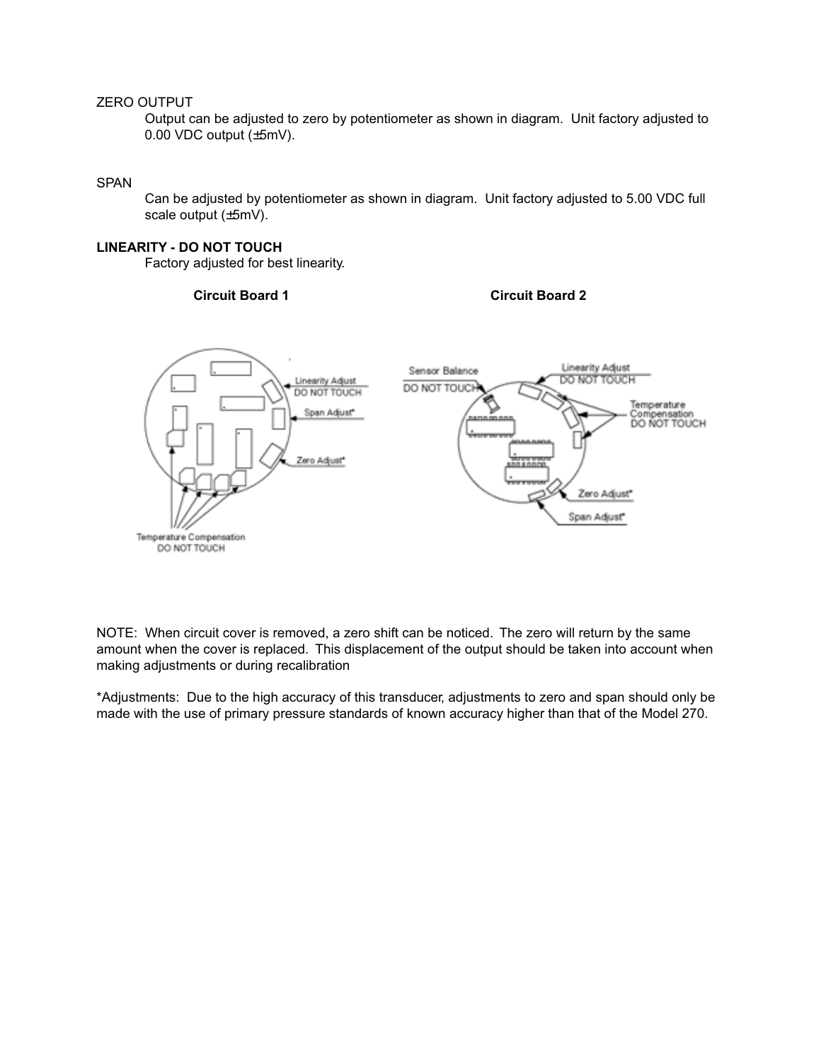ZERO OUTPUT

Output can be adjusted to zero by potentiometer as shown in diagram. Unit factory adjusted to 0.00 VDC output (±5mV).

SPAN

Can be adjusted by potentiometer as shown in diagram. Unit factory adjusted to 5.00 VDC full scale output (±5mV).

**LINEARITY - DO NOT TOUCH**

Factory adjusted for best linearity.

**Circuit Board 1** **Circuit Board 2**

Linearity Adjust DO NOT TOUCH

Span Adjust*

Zero Adjust*

Temperature Compensation DO NOT TOUCH

Sensor Balance DO NOT TOUCH

Linearity Adjust DO NOT TOUCH

Temperature Compensation DO NOT TOUCH

Zero Adjust*

Span Adjust*

NOTE: When circuit cover is removed, a zero shift can be noticed. The zero will return by the same amount when the cover is replaced. This displacement of the output should be taken into account when making adjustments or during recalibration

*Adjustments: Due to the high accuracy of this transducer, adjustments to zero and span should only be made with the use of primary pressure standards of known accuracy higher than that of the Model 270.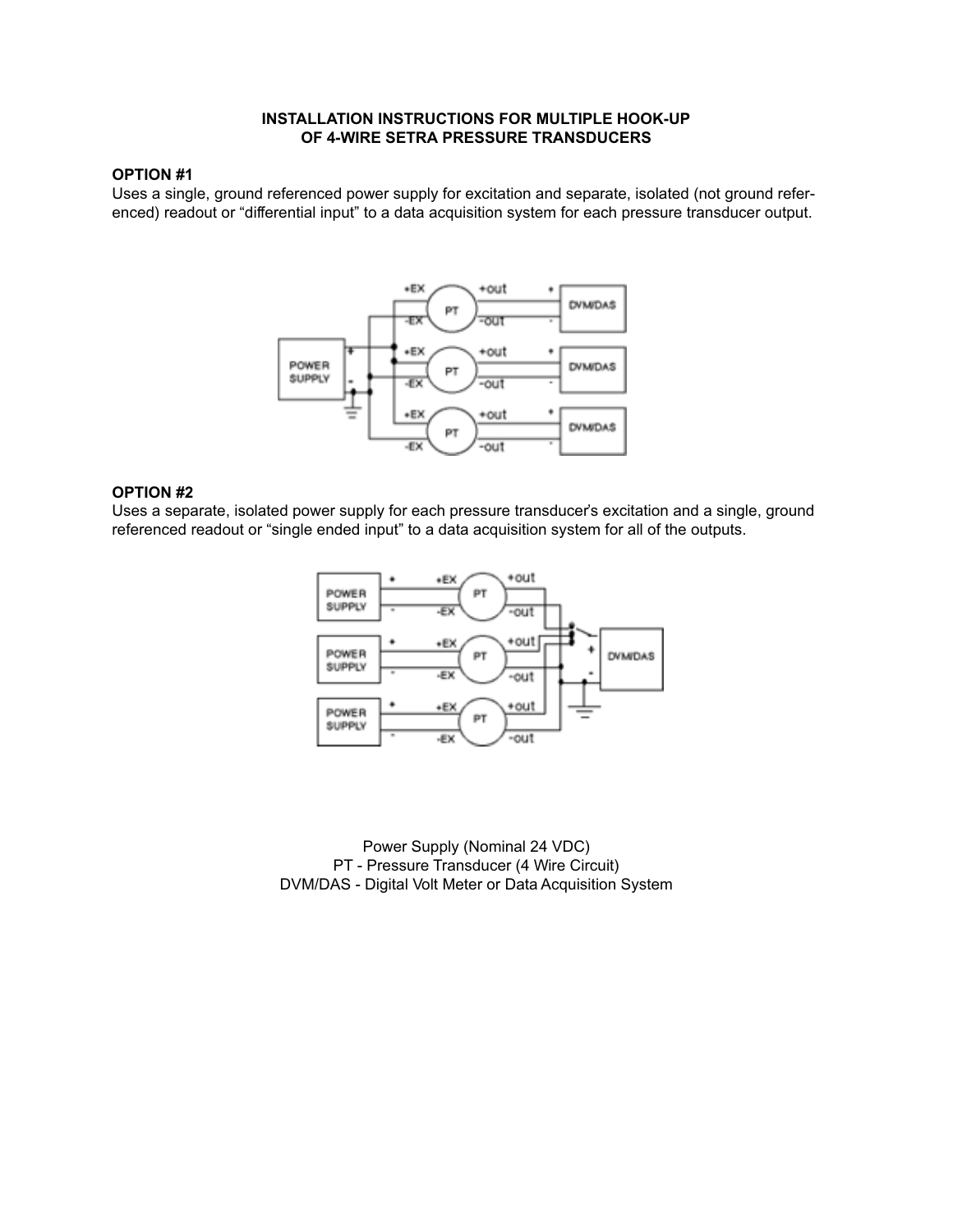# INSTALLATION INSTRUCTIONS FOR MULTIPLE HOOK-UP OF 4-WIRE SETRA PRESSURE TRANSDUCERS

## OPTION #1

Uses a single, ground referenced power supply for excitation and separate, isolated (not ground referenced) readout or "differential input" to a data acquisition system for each pressure transducer output.

## OPTION #2

Uses a separate, isolated power supply for each pressure transducer's excitation and a single, ground referenced readout or "single ended input" to a data acquisition system for all of the outputs.

Power Supply (Nominal 24 VDC)
PT - Pressure Transducer (4 Wire Circuit)
DVM/DAS - Digital Volt Meter or Data Acquisition System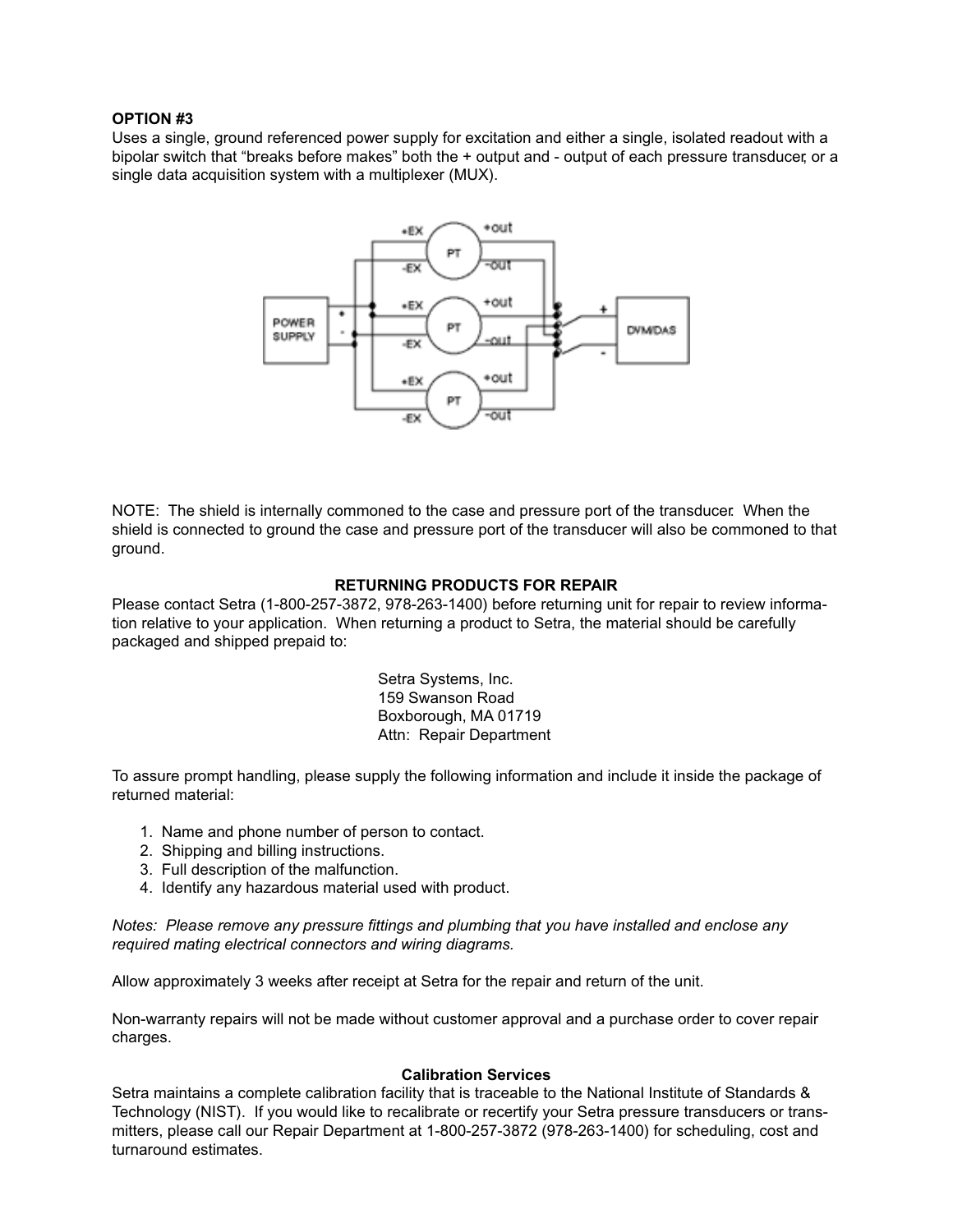**OPTION #3**

Uses a single, ground referenced power supply for excitation and either a single, isolated readout with a bipolar switch that “breaks before makes” both the + output and - output of each pressure transducer, or a single data acquisition system with a multiplexer (MUX).

NOTE: The shield is internally commoned to the case and pressure port of the transducer. When the shield is connected to ground the case and pressure port of the transducer will also be commoned to that ground.

**RETURNING PRODUCTS FOR REPAIR**

Please contact Setra (1-800-257-3872, 978-263-1400) before returning unit for repair to review information relative to your application. When returning a product to Setra, the material should be carefully packaged and shipped prepaid to:

Setra Systems, Inc.
159 Swanson Road
Boxborough, MA 01719
Attn: Repair Department

To assure prompt handling, please supply the following information and include it inside the package of returned material:

1. Name and phone number of person to contact.
2. Shipping and billing instructions.
3. Full description of the malfunction.
4. Identify any hazardous material used with product.

*Notes: Please remove any pressure fittings and plumbing that you have installed and enclose any required mating electrical connectors and wiring diagrams.*

Allow approximately 3 weeks after receipt at Setra for the repair and return of the unit.

Non-warranty repairs will not be made without customer approval and a purchase order to cover repair charges.

**Calibration Services**

Setra maintains a complete calibration facility that is traceable to the National Institute of Standards & Technology (NIST). If you would like to recalibrate or recertify your Setra pressure transducers or transmitters, please call our Repair Department at 1-800-257-3872 (978-263-1400) for scheduling, cost and turnaround estimates.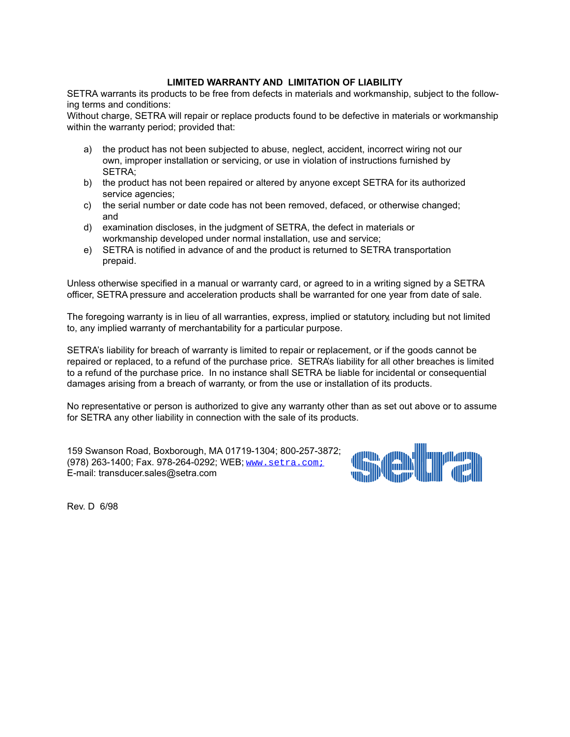## LIMITED WARRANTY AND LIMITATION OF LIABILITY

SETRA warrants its products to be free from defects in materials and workmanship, subject to the following terms and conditions:
Without charge, SETRA will repair or replace products found to be defective in materials or workmanship within the warranty period; provided that:

a) the product has not been subjected to abuse, neglect, accident, incorrect wiring not our own, improper installation or servicing, or use in violation of instructions furnished by SETRA;
b) the product has not been repaired or altered by anyone except SETRA for its authorized service agencies;
c) the serial number or date code has not been removed, defaced, or otherwise changed; and
d) examination discloses, in the judgment of SETRA, the defect in materials or workmanship developed under normal installation, use and service;
e) SETRA is notified in advance of and the product is returned to SETRA transportation prepaid.

Unless otherwise specified in a manual or warranty card, or agreed to in a writing signed by a SETRA officer, SETRA pressure and acceleration products shall be warranted for one year from date of sale.

The foregoing warranty is in lieu of all warranties, express, implied or statutory, including but not limited to, any implied warranty of merchantability for a particular purpose.

SETRA's liability for breach of warranty is limited to repair or replacement, or if the goods cannot be repaired or replaced, to a refund of the purchase price. SETRA's liability for all other breaches is limited to a refund of the purchase price. In no instance shall SETRA be liable for incidental or consequential damages arising from a breach of warranty, or from the use or installation of its products.

No representative or person is authorized to give any warranty other than as set out above or to assume for SETRA any other liability in connection with the sale of its products.

159 Swanson Road, Boxborough, MA 01719-1304; 800-257-3872;
(978) 263-1400; Fax. 978-264-0292; WEB; www.setra.com;
E-mail: transducer.sales@setra.com

setra

Rev. D 6/98